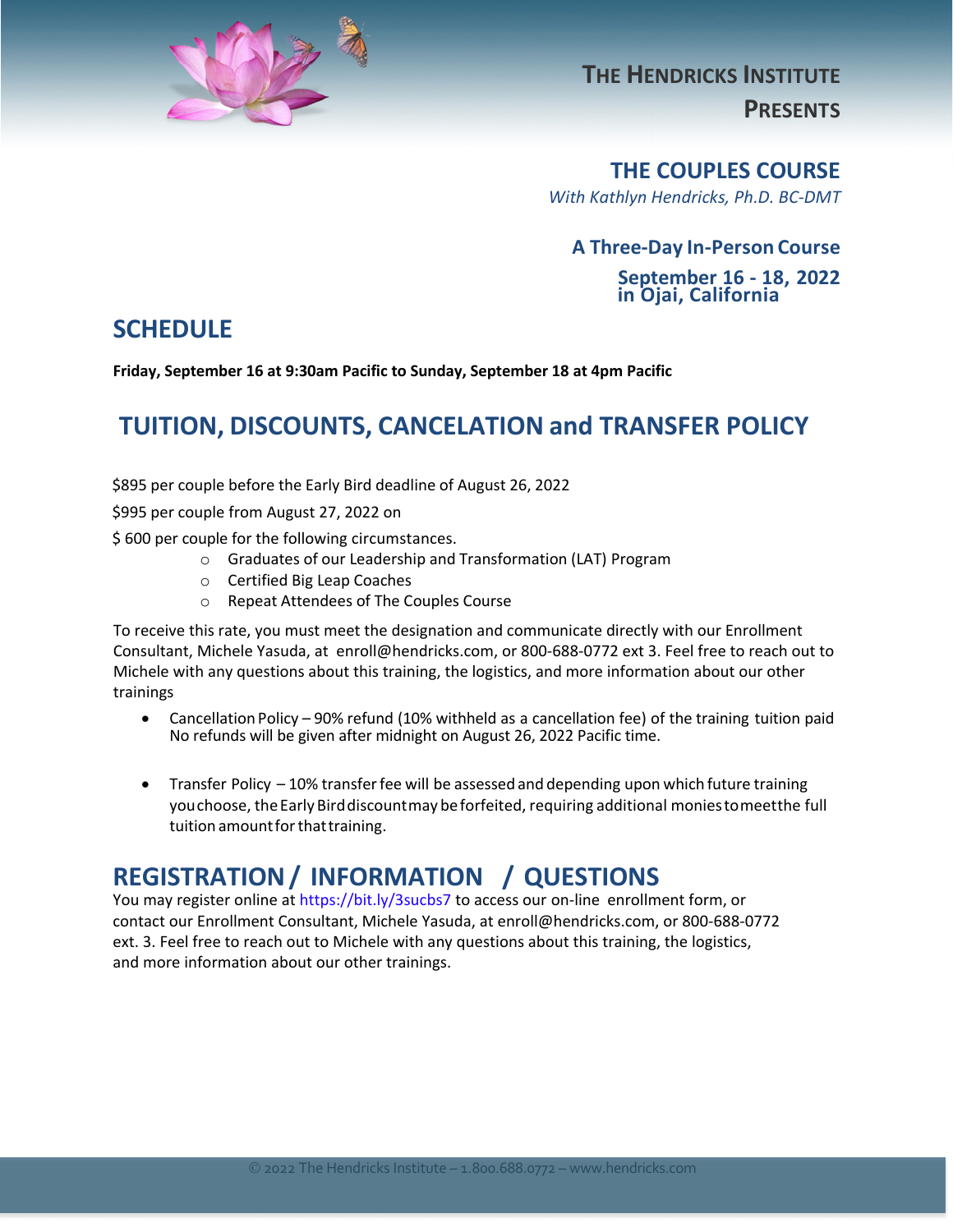THE HENDRICKS INSTITUTE

PRESENTS

# THE COUPLES COURSE

*With Kathlyn Hendricks, Ph.D. BC-DMT*

**A Three-Day In-Person Course**

**September 16 - 18, 2022 in Ojai, California**

## SCHEDULE

**Friday, September 16 at 9:30am Pacific to Sunday, September 18 at 4pm Pacific**

## TUITION, DISCOUNTS, CANCELATION and TRANSFER POLICY

$895 per couple before the Early Bird deadline of August 26, 2022

$995 per couple from August 27, 2022 on

$ 600 per couple for the following circumstances.

- Graduates of our Leadership and Transformation (LAT) Program
- Certified Big Leap Coaches
- Repeat Attendees of The Couples Course

To receive this rate, you must meet the designation and communicate directly with our Enrollment Consultant, Michele Yasuda, at enroll@hendricks.com, or 800-688-0772 ext 3. Feel free to reach out to Michele with any questions about this training, the logistics, and more information about our other trainings

- Cancellation Policy – 90% refund (10% withheld as a cancellation fee) of the training tuition paid No refunds will be given after midnight on August 26, 2022 Pacific time.
- Transfer Policy – 10% transfer fee will be assessed and depending upon which future training you choose, the Early Bird discount may be forfeited, requiring additional monies to meet the full tuition amount for that training.

## REGISTRATION / INFORMATION / QUESTIONS

You may register online at https://bit.ly/3sucbs7 to access our on-line enrollment form, or contact our Enrollment Consultant, Michele Yasuda, at enroll@hendricks.com, or 800-688-0772 ext. 3. Feel free to reach out to Michele with any questions about this training, the logistics, and more information about our other trainings.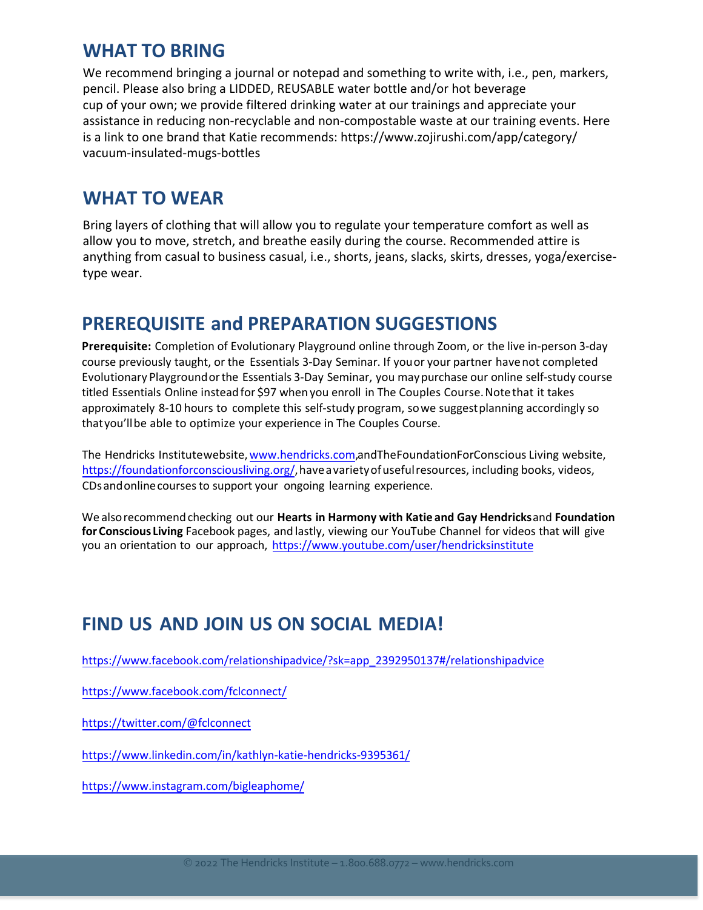## WHAT TO BRING

We recommend bringing a journal or notepad and something to write with, i.e., pen, markers, pencil. Please also bring a LIDDED, REUSABLE water bottle and/or hot beverage cup of your own; we provide filtered drinking water at our trainings and appreciate your assistance in reducing non-recyclable and non-compostable waste at our training events. Here is a link to one brand that Katie recommends: https://www.zojirushi.com/app/category/vacuum-insulated-mugs-bottles

## WHAT TO WEAR

Bring layers of clothing that will allow you to regulate your temperature comfort as well as allow you to move, stretch, and breathe easily during the course. Recommended attire is anything from casual to business casual, i.e., shorts, jeans, slacks, skirts, dresses, yoga/exercise-type wear.

## PREREQUISITE and PREPARATION SUGGESTIONS

**Prerequisite:** Completion of Evolutionary Playground online through Zoom, or the live in-person 3-day course previously taught, or the Essentials 3-Day Seminar. If you or your partner have not completed Evolutionary Playground or the Essentials 3-Day Seminar, you may purchase our online self-study course titled Essentials Online instead for $97 when you enroll in The Couples Course. Note that it takes approximately 8-10 hours to complete this self-study program, so we suggest planning accordingly so that you'll be able to optimize your experience in The Couples Course.

The Hendricks Institute website, www.hendricks.com, and The Foundation For Conscious Living website, https://foundationforconsciousliving.org/, have a variety of useful resources, including books, videos, CDs and online courses to support your ongoing learning experience.

We also recommend checking out our **Hearts in Harmony with Katie and Gay Hendricks** and **Foundation for Conscious Living** Facebook pages, and lastly, viewing our YouTube Channel for videos that will give you an orientation to our approach, https://www.youtube.com/user/hendricksinstitute

## FIND US AND JOIN US ON SOCIAL MEDIA!

https://www.facebook.com/relationshipadvice/?sk=app_2392950137#/relationshipadvice

https://www.facebook.com/fclconnect/

https://twitter.com/@fclconnect

https://www.linkedin.com/in/kathlyn-katie-hendricks-9395361/

https://www.instagram.com/bigleaphome/

© 2022 The Hendricks Institute – 1.800.688.0772 – www.hendricks.com